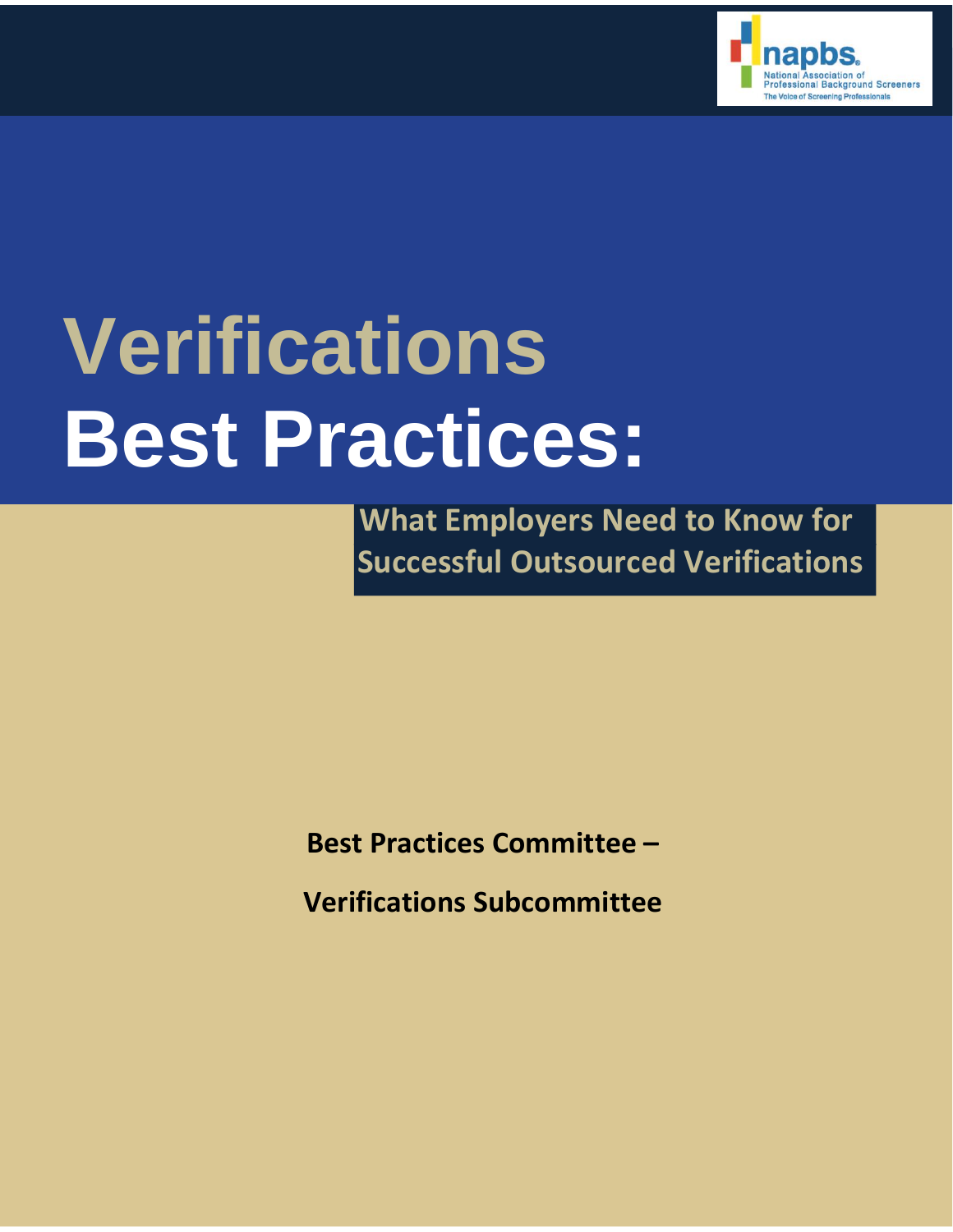napbs
National Association of Professional Background Screeners
The Voice of Screening Professionals

# Verifications Best Practices:

## What Employers Need to Know for Successful Outsourced Verifications

**Best Practices Committee –**

**Verifications Subcommittee**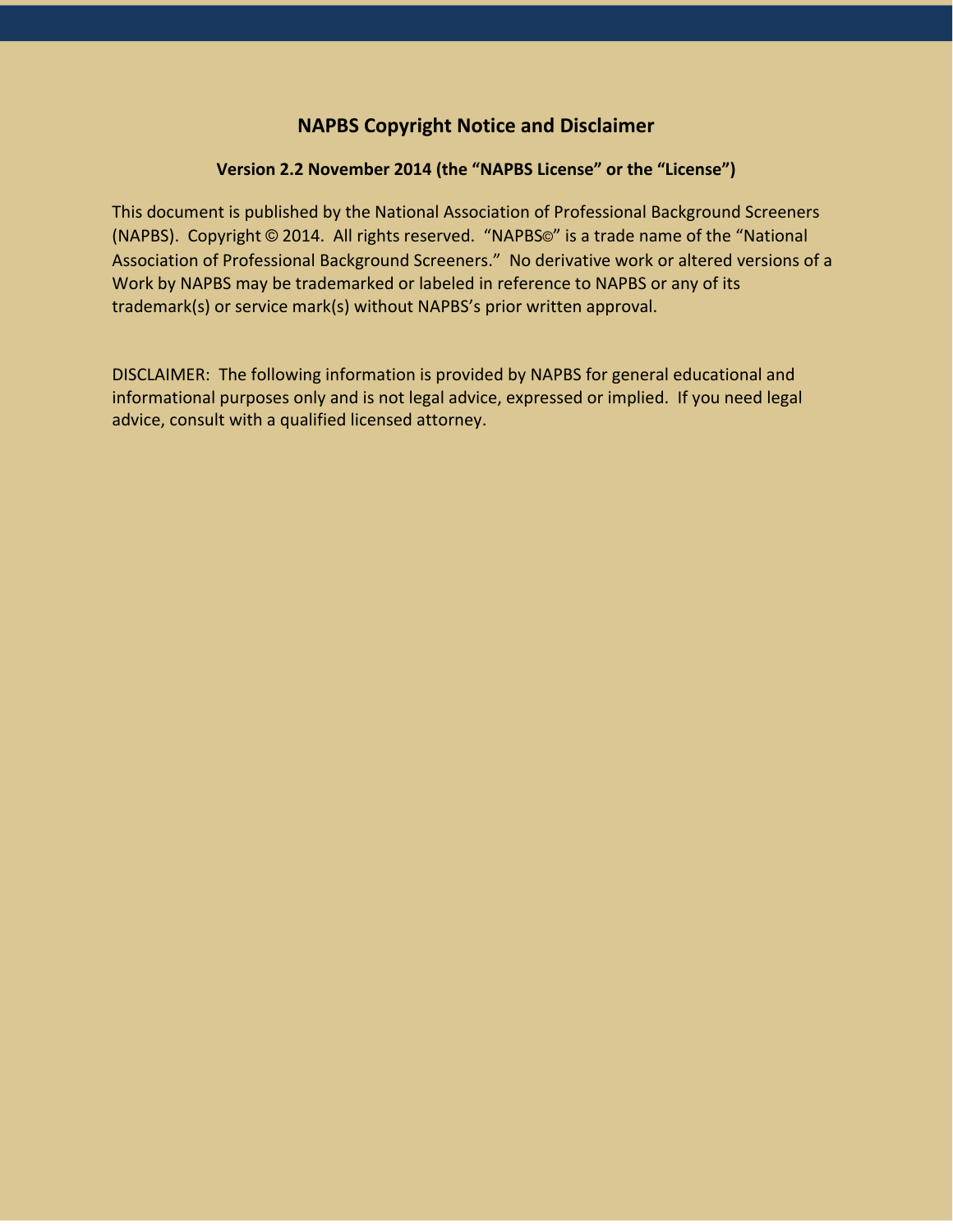## NAPBS Copyright Notice and Disclaimer

**Version 2.2 November 2014 (the "NAPBS License" or the "License")**

This document is published by the National Association of Professional Background Screeners (NAPBS). Copyright © 2014. All rights reserved. "NAPBS©" is a trade name of the "National Association of Professional Background Screeners." No derivative work or altered versions of a Work by NAPBS may be trademarked or labeled in reference to NAPBS or any of its trademark(s) or service mark(s) without NAPBS's prior written approval.

DISCLAIMER: The following information is provided by NAPBS for general educational and informational purposes only and is not legal advice, expressed or implied. If you need legal advice, consult with a qualified licensed attorney.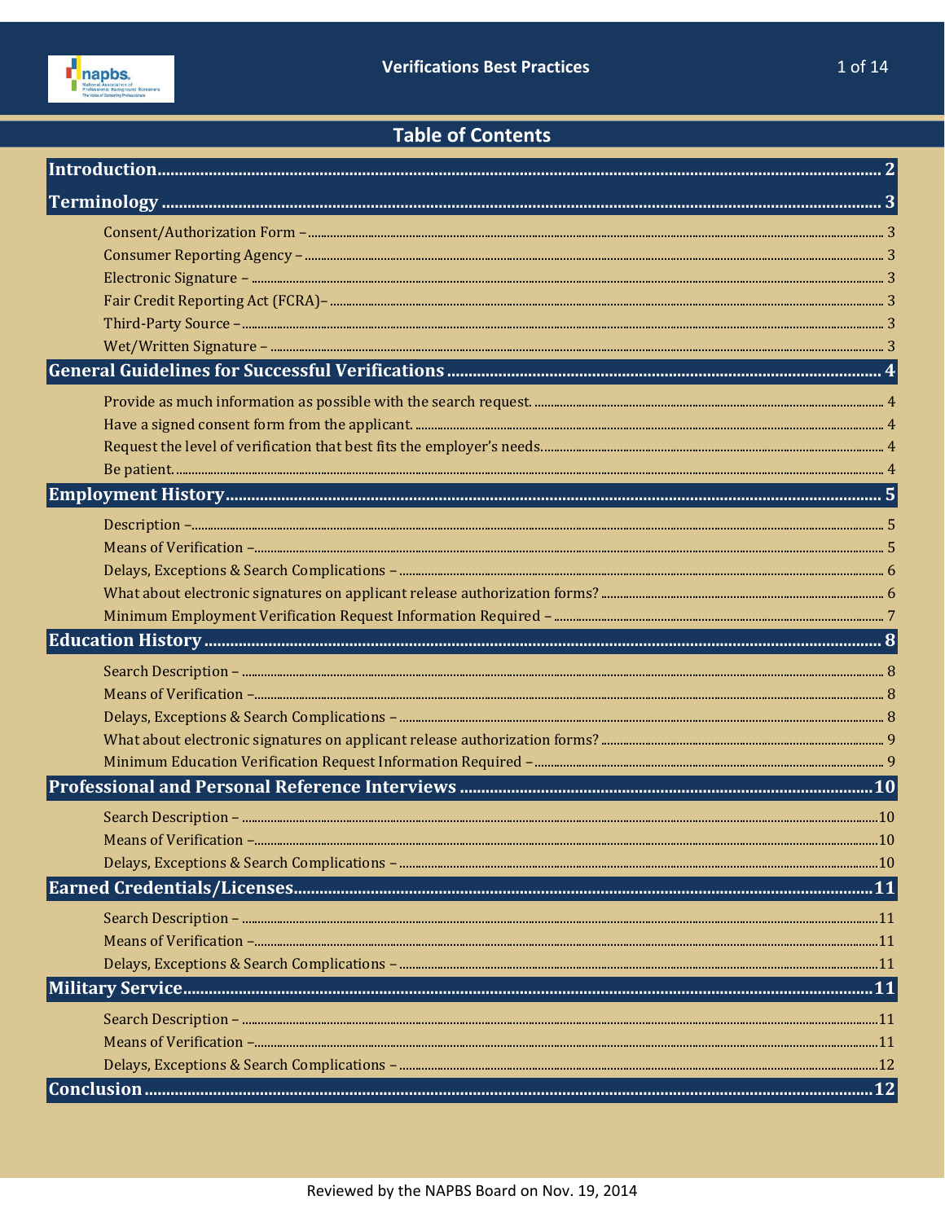## Table of Contents

**Introduction** ........ 2

**Terminology** ........ 3

- Consent/Authorization Form – ........ 3
- Consumer Reporting Agency – ........ 3
- Electronic Signature – ........ 3
- Fair Credit Reporting Act (FCRA)– ........ 3
- Third-Party Source – ........ 3
- Wet/Written Signature – ........ 3

**General Guidelines for Successful Verifications** ........ 4

- Provide as much information as possible with the search request. ........ 4
- Have a signed consent form from the applicant. ........ 4
- Request the level of verification that best fits the employer's needs. ........ 4
- Be patient. ........ 4

**Employment History** ........ 5

- Description – ........ 5
- Means of Verification – ........ 5
- Delays, Exceptions & Search Complications – ........ 6
- What about electronic signatures on applicant release authorization forms? ........ 6
- Minimum Employment Verification Request Information Required – ........ 7

**Education History** ........ 8

- Search Description – ........ 8
- Means of Verification – ........ 8
- Delays, Exceptions & Search Complications – ........ 8
- What about electronic signatures on applicant release authorization forms? ........ 9
- Minimum Education Verification Request Information Required – ........ 9

**Professional and Personal Reference Interviews** ........ 10

- Search Description – ........ 10
- Means of Verification – ........ 10
- Delays, Exceptions & Search Complications – ........ 10

**Earned Credentials/Licenses** ........ 11

- Search Description – ........ 11
- Means of Verification – ........ 11
- Delays, Exceptions & Search Complications – ........ 11

**Military Service** ........ 11

- Search Description – ........ 11
- Means of Verification – ........ 11
- Delays, Exceptions & Search Complications – ........ 12

**Conclusion** ........ 12

Reviewed by the NAPBS Board on Nov. 19, 2014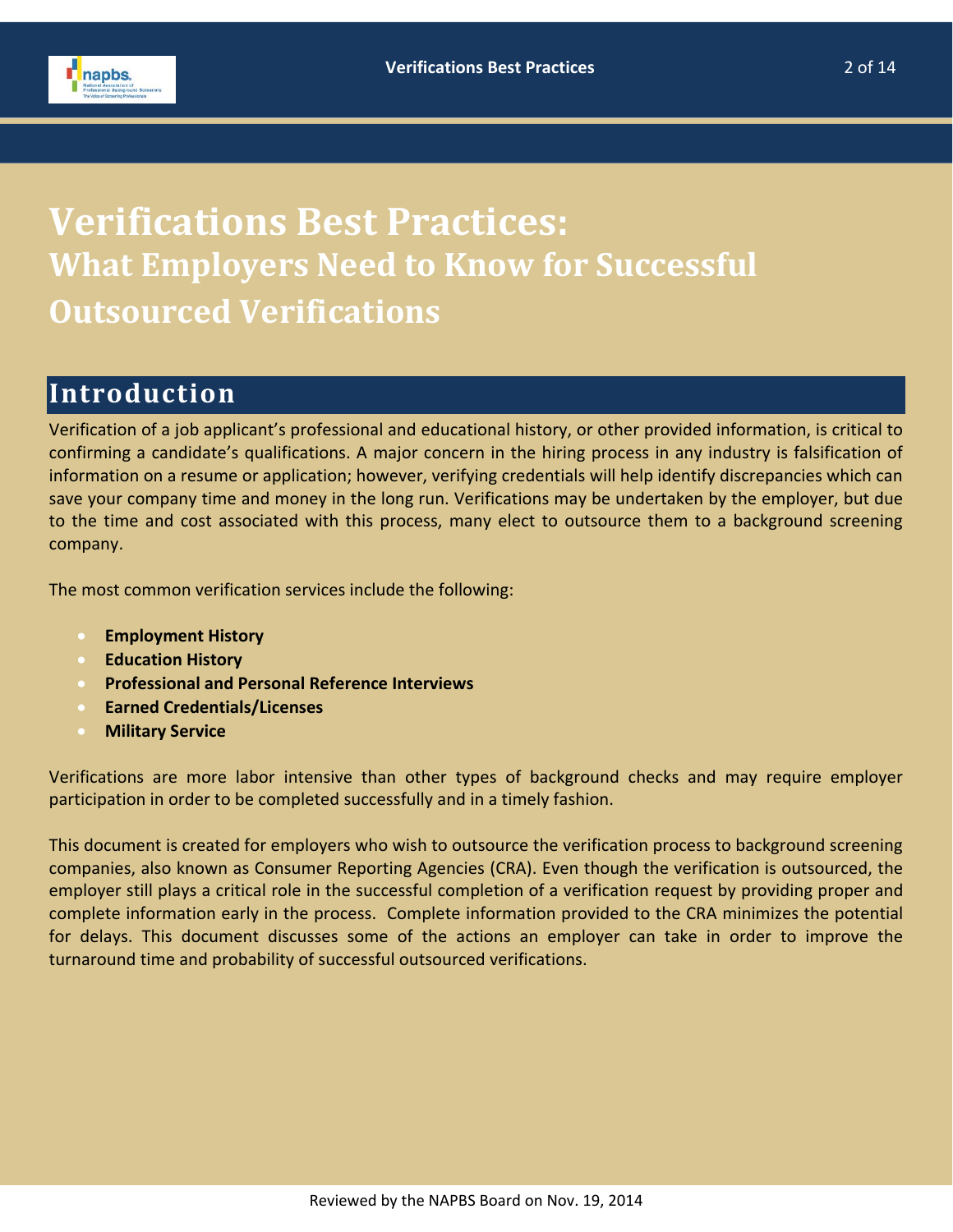# Verifications Best Practices:

## What Employers Need to Know for Successful Outsourced Verifications

## Introduction

Verification of a job applicant's professional and educational history, or other provided information, is critical to confirming a candidate's qualifications. A major concern in the hiring process in any industry is falsification of information on a resume or application; however, verifying credentials will help identify discrepancies which can save your company time and money in the long run. Verifications may be undertaken by the employer, but due to the time and cost associated with this process, many elect to outsource them to a background screening company.

The most common verification services include the following:

- **Employment History**
- **Education History**
- **Professional and Personal Reference Interviews**
- **Earned Credentials/Licenses**
- **Military Service**

Verifications are more labor intensive than other types of background checks and may require employer participation in order to be completed successfully and in a timely fashion.

This document is created for employers who wish to outsource the verification process to background screening companies, also known as Consumer Reporting Agencies (CRA). Even though the verification is outsourced, the employer still plays a critical role in the successful completion of a verification request by providing proper and complete information early in the process. Complete information provided to the CRA minimizes the potential for delays. This document discusses some of the actions an employer can take in order to improve the turnaround time and probability of successful outsourced verifications.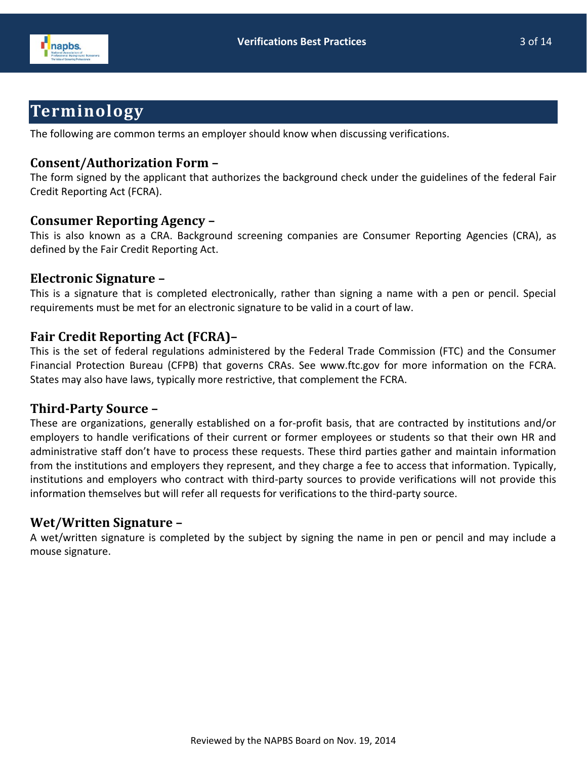# Terminology

The following are common terms an employer should know when discussing verifications.

### Consent/Authorization Form –

The form signed by the applicant that authorizes the background check under the guidelines of the federal Fair Credit Reporting Act (FCRA).

### Consumer Reporting Agency –

This is also known as a CRA. Background screening companies are Consumer Reporting Agencies (CRA), as defined by the Fair Credit Reporting Act.

### Electronic Signature –

This is a signature that is completed electronically, rather than signing a name with a pen or pencil. Special requirements must be met for an electronic signature to be valid in a court of law.

### Fair Credit Reporting Act (FCRA)–

This is the set of federal regulations administered by the Federal Trade Commission (FTC) and the Consumer Financial Protection Bureau (CFPB) that governs CRAs. See www.ftc.gov for more information on the FCRA. States may also have laws, typically more restrictive, that complement the FCRA.

### Third-Party Source –

These are organizations, generally established on a for-profit basis, that are contracted by institutions and/or employers to handle verifications of their current or former employees or students so that their own HR and administrative staff don't have to process these requests. These third parties gather and maintain information from the institutions and employers they represent, and they charge a fee to access that information. Typically, institutions and employers who contract with third-party sources to provide verifications will not provide this information themselves but will refer all requests for verifications to the third-party source.

### Wet/Written Signature –

A wet/written signature is completed by the subject by signing the name in pen or pencil and may include a mouse signature.

Reviewed by the NAPBS Board on Nov. 19, 2014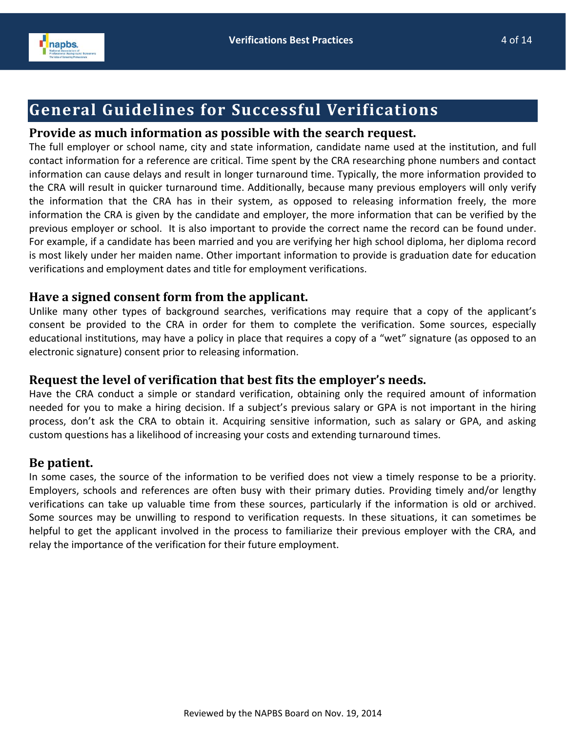## General Guidelines for Successful Verifications

### Provide as much information as possible with the search request.

The full employer or school name, city and state information, candidate name used at the institution, and full contact information for a reference are critical. Time spent by the CRA researching phone numbers and contact information can cause delays and result in longer turnaround time. Typically, the more information provided to the CRA will result in quicker turnaround time. Additionally, because many previous employers will only verify the information that the CRA has in their system, as opposed to releasing information freely, the more information the CRA is given by the candidate and employer, the more information that can be verified by the previous employer or school. It is also important to provide the correct name the record can be found under. For example, if a candidate has been married and you are verifying her high school diploma, her diploma record is most likely under her maiden name. Other important information to provide is graduation date for education verifications and employment dates and title for employment verifications.

### Have a signed consent form from the applicant.

Unlike many other types of background searches, verifications may require that a copy of the applicant's consent be provided to the CRA in order for them to complete the verification. Some sources, especially educational institutions, may have a policy in place that requires a copy of a "wet" signature (as opposed to an electronic signature) consent prior to releasing information.

### Request the level of verification that best fits the employer's needs.

Have the CRA conduct a simple or standard verification, obtaining only the required amount of information needed for you to make a hiring decision. If a subject's previous salary or GPA is not important in the hiring process, don't ask the CRA to obtain it. Acquiring sensitive information, such as salary or GPA, and asking custom questions has a likelihood of increasing your costs and extending turnaround times.

### Be patient.

In some cases, the source of the information to be verified does not view a timely response to be a priority. Employers, schools and references are often busy with their primary duties. Providing timely and/or lengthy verifications can take up valuable time from these sources, particularly if the information is old or archived. Some sources may be unwilling to respond to verification requests. In these situations, it can sometimes be helpful to get the applicant involved in the process to familiarize their previous employer with the CRA, and relay the importance of the verification for their future employment.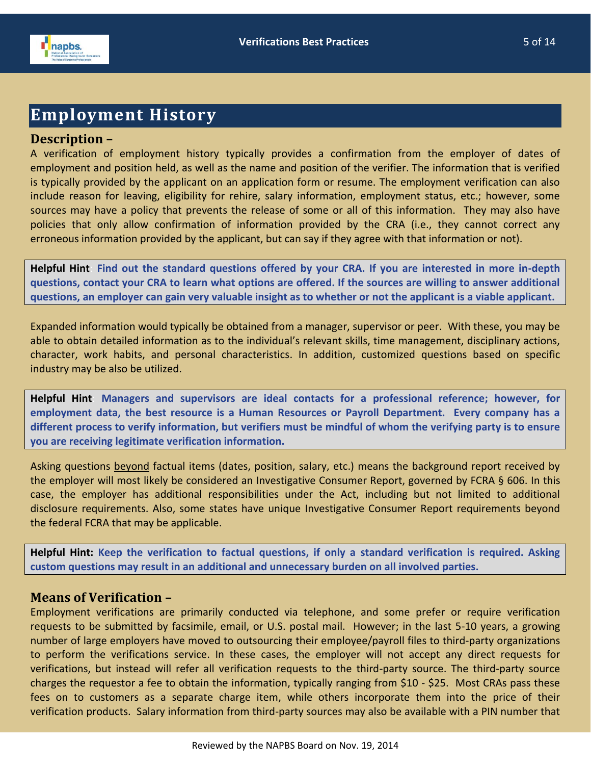## Employment History

### Description –

A verification of employment history typically provides a confirmation from the employer of dates of employment and position held, as well as the name and position of the verifier. The information that is verified is typically provided by the applicant on an application form or resume. The employment verification can also include reason for leaving, eligibility for rehire, salary information, employment status, etc.; however, some sources may have a policy that prevents the release of some or all of this information. They may also have policies that only allow confirmation of information provided by the CRA (i.e., they cannot correct any erroneous information provided by the applicant, but can say if they agree with that information or not).

> **Helpful Hint** **Find out the standard questions offered by your CRA. If you are interested in more in-depth questions, contact your CRA to learn what options are offered. If the sources are willing to answer additional questions, an employer can gain very valuable insight as to whether or not the applicant is a viable applicant.**

Expanded information would typically be obtained from a manager, supervisor or peer. With these, you may be able to obtain detailed information as to the individual's relevant skills, time management, disciplinary actions, character, work habits, and personal characteristics. In addition, customized questions based on specific industry may be also be utilized.

> **Helpful Hint**: **Managers and supervisors are ideal contacts for a professional reference; however, for employment data, the best resource is a Human Resources or Payroll Department. Every company has a different process to verify information, but verifiers must be mindful of whom the verifying party is to ensure you are receiving legitimate verification information.**

Asking questions <u>beyond</u> factual items (dates, position, salary, etc.) means the background report received by the employer will most likely be considered an Investigative Consumer Report, governed by FCRA § 606. In this case, the employer has additional responsibilities under the Act, including but not limited to additional disclosure requirements. Also, some states have unique Investigative Consumer Report requirements beyond the federal FCRA that may be applicable.

> **Helpful Hint: Keep the verification to factual questions, if only a standard verification is required. Asking custom questions may result in an additional and unnecessary burden on all involved parties.**

### Means of Verification –

Employment verifications are primarily conducted via telephone, and some prefer or require verification requests to be submitted by facsimile, email, or U.S. postal mail. However; in the last 5-10 years, a growing number of large employers have moved to outsourcing their employee/payroll files to third-party organizations to perform the verifications service. In these cases, the employer will not accept any direct requests for verifications, but instead will refer all verification requests to the third-party source. The third-party source charges the requestor a fee to obtain the information, typically ranging from $10 - $25. Most CRAs pass these fees on to customers as a separate charge item, while others incorporate them into the price of their verification products. Salary information from third-party sources may also be available with a PIN number that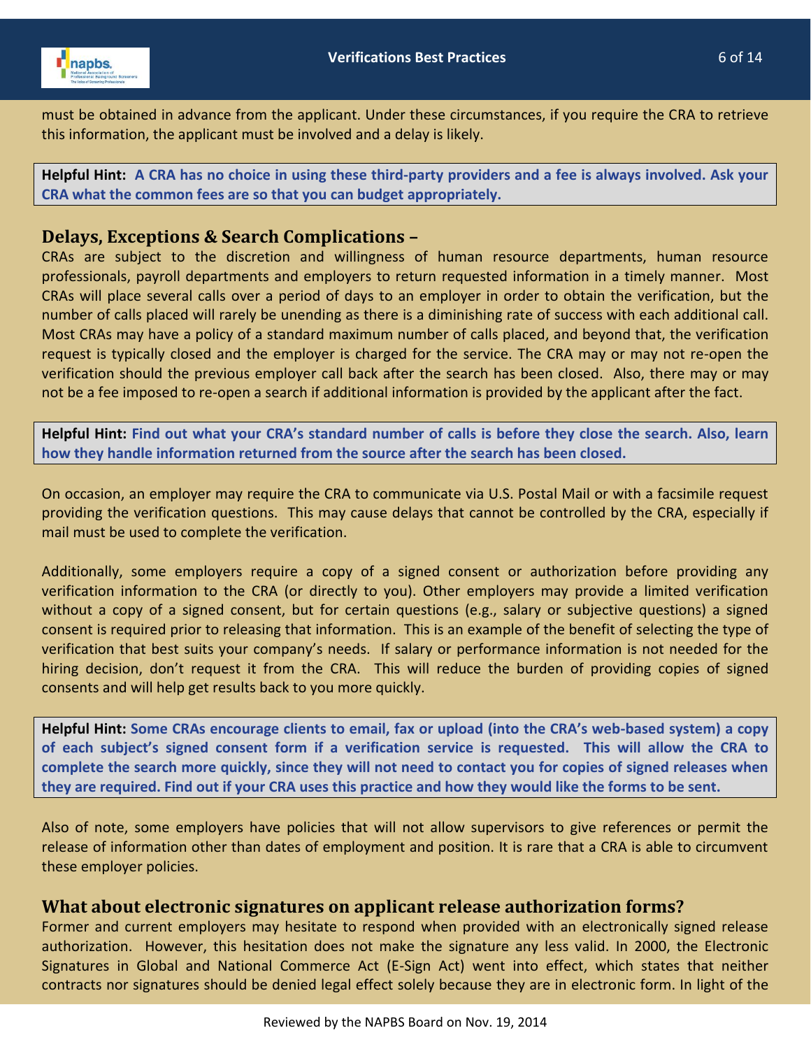must be obtained in advance from the applicant. Under these circumstances, if you require the CRA to retrieve this information, the applicant must be involved and a delay is likely.

**Helpful Hint: A CRA has no choice in using these third-party providers and a fee is always involved. Ask your CRA what the common fees are so that you can budget appropriately.**

## Delays, Exceptions & Search Complications –

CRAs are subject to the discretion and willingness of human resource departments, human resource professionals, payroll departments and employers to return requested information in a timely manner. Most CRAs will place several calls over a period of days to an employer in order to obtain the verification, but the number of calls placed will rarely be unending as there is a diminishing rate of success with each additional call. Most CRAs may have a policy of a standard maximum number of calls placed, and beyond that, the verification request is typically closed and the employer is charged for the service. The CRA may or may not re-open the verification should the previous employer call back after the search has been closed. Also, there may or may not be a fee imposed to re-open a search if additional information is provided by the applicant after the fact.

**Helpful Hint: Find out what your CRA's standard number of calls is before they close the search. Also, learn how they handle information returned from the source after the search has been closed.**

On occasion, an employer may require the CRA to communicate via U.S. Postal Mail or with a facsimile request providing the verification questions. This may cause delays that cannot be controlled by the CRA, especially if mail must be used to complete the verification.

Additionally, some employers require a copy of a signed consent or authorization before providing any verification information to the CRA (or directly to you). Other employers may provide a limited verification without a copy of a signed consent, but for certain questions (e.g., salary or subjective questions) a signed consent is required prior to releasing that information. This is an example of the benefit of selecting the type of verification that best suits your company's needs. If salary or performance information is not needed for the hiring decision, don't request it from the CRA. This will reduce the burden of providing copies of signed consents and will help get results back to you more quickly.

**Helpful Hint: Some CRAs encourage clients to email, fax or upload (into the CRA's web-based system) a copy of each subject's signed consent form if a verification service is requested. This will allow the CRA to complete the search more quickly, since they will not need to contact you for copies of signed releases when they are required. Find out if your CRA uses this practice and how they would like the forms to be sent.**

Also of note, some employers have policies that will not allow supervisors to give references or permit the release of information other than dates of employment and position. It is rare that a CRA is able to circumvent these employer policies.

## What about electronic signatures on applicant release authorization forms?

Former and current employers may hesitate to respond when provided with an electronically signed release authorization. However, this hesitation does not make the signature any less valid. In 2000, the Electronic Signatures in Global and National Commerce Act (E-Sign Act) went into effect, which states that neither contracts nor signatures should be denied legal effect solely because they are in electronic form. In light of the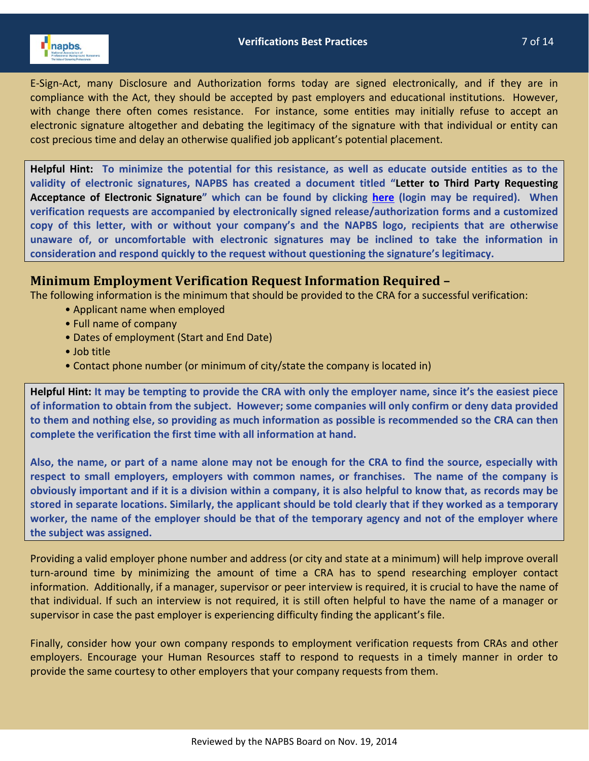E-Sign-Act, many Disclosure and Authorization forms today are signed electronically, and if they are in compliance with the Act, they should be accepted by past employers and educational institutions. However, with change there often comes resistance. For instance, some entities may initially refuse to accept an electronic signature altogether and debating the legitimacy of the signature with that individual or entity can cost precious time and delay an otherwise qualified job applicant's potential placement.

**Helpful Hint: To minimize the potential for this resistance, as well as educate outside entities as to the validity of electronic signatures, NAPBS has created a document titled "Letter to Third Party Requesting Acceptance of Electronic Signature" which can be found by clicking here (login may be required). When verification requests are accompanied by electronically signed release/authorization forms and a customized copy of this letter, with or without your company's and the NAPBS logo, recipients that are otherwise unaware of, or uncomfortable with electronic signatures may be inclined to take the information in consideration and respond quickly to the request without questioning the signature's legitimacy.**

## Minimum Employment Verification Request Information Required –

The following information is the minimum that should be provided to the CRA for a successful verification:

- Applicant name when employed
- Full name of company
- Dates of employment (Start and End Date)
- Job title
- Contact phone number (or minimum of city/state the company is located in)

**Helpful Hint: It may be tempting to provide the CRA with only the employer name, since it's the easiest piece of information to obtain from the subject. However; some companies will only confirm or deny data provided to them and nothing else, so providing as much information as possible is recommended so the CRA can then complete the verification the first time with all information at hand.**

**Also, the name, or part of a name alone may not be enough for the CRA to find the source, especially with respect to small employers, employers with common names, or franchises. The name of the company is obviously important and if it is a division within a company, it is also helpful to know that, as records may be stored in separate locations. Similarly, the applicant should be told clearly that if they worked as a temporary worker, the name of the employer should be that of the temporary agency and not of the employer where the subject was assigned.**

Providing a valid employer phone number and address (or city and state at a minimum) will help improve overall turn-around time by minimizing the amount of time a CRA has to spend researching employer contact information. Additionally, if a manager, supervisor or peer interview is required, it is crucial to have the name of that individual. If such an interview is not required, it is still often helpful to have the name of a manager or supervisor in case the past employer is experiencing difficulty finding the applicant's file.

Finally, consider how your own company responds to employment verification requests from CRAs and other employers. Encourage your Human Resources staff to respond to requests in a timely manner in order to provide the same courtesy to other employers that your company requests from them.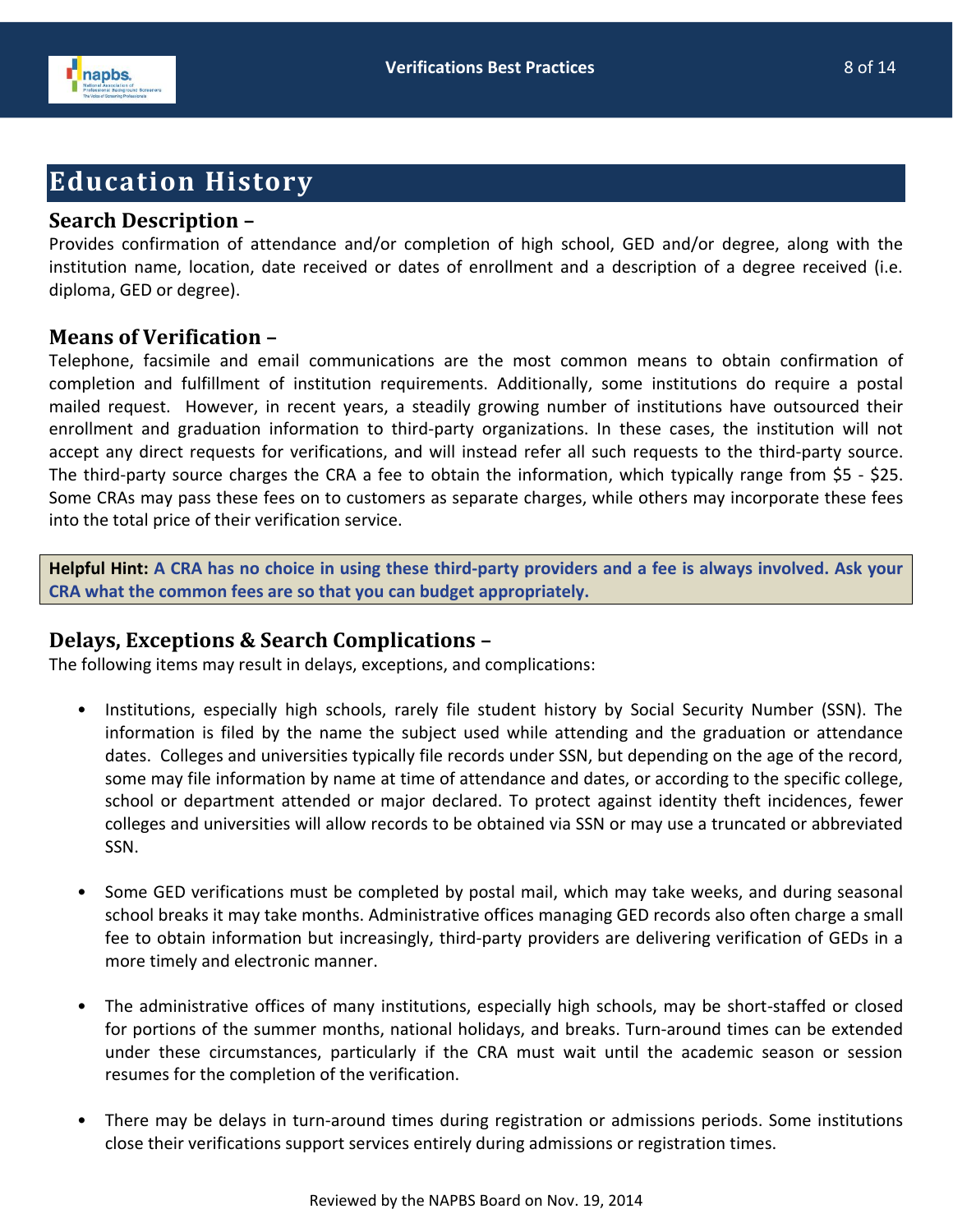# Education History

## Search Description –

Provides confirmation of attendance and/or completion of high school, GED and/or degree, along with the institution name, location, date received or dates of enrollment and a description of a degree received (i.e. diploma, GED or degree).

## Means of Verification –

Telephone, facsimile and email communications are the most common means to obtain confirmation of completion and fulfillment of institution requirements. Additionally, some institutions do require a postal mailed request. However, in recent years, a steadily growing number of institutions have outsourced their enrollment and graduation information to third-party organizations. In these cases, the institution will not accept any direct requests for verifications, and will instead refer all such requests to the third-party source. The third-party source charges the CRA a fee to obtain the information, which typically range from $5 - $25. Some CRAs may pass these fees on to customers as separate charges, while others may incorporate these fees into the total price of their verification service.

> **Helpful Hint:** **A CRA has no choice in using these third-party providers and a fee is always involved. Ask your CRA what the common fees are so that you can budget appropriately.**

## Delays, Exceptions & Search Complications –

The following items may result in delays, exceptions, and complications:

- Institutions, especially high schools, rarely file student history by Social Security Number (SSN). The information is filed by the name the subject used while attending and the graduation or attendance dates. Colleges and universities typically file records under SSN, but depending on the age of the record, some may file information by name at time of attendance and dates, or according to the specific college, school or department attended or major declared. To protect against identity theft incidences, fewer colleges and universities will allow records to be obtained via SSN or may use a truncated or abbreviated SSN.

- Some GED verifications must be completed by postal mail, which may take weeks, and during seasonal school breaks it may take months. Administrative offices managing GED records also often charge a small fee to obtain information but increasingly, third-party providers are delivering verification of GEDs in a more timely and electronic manner.

- The administrative offices of many institutions, especially high schools, may be short-staffed or closed for portions of the summer months, national holidays, and breaks. Turn-around times can be extended under these circumstances, particularly if the CRA must wait until the academic season or session resumes for the completion of the verification.

- There may be delays in turn-around times during registration or admissions periods. Some institutions close their verifications support services entirely during admissions or registration times.

Reviewed by the NAPBS Board on Nov. 19, 2014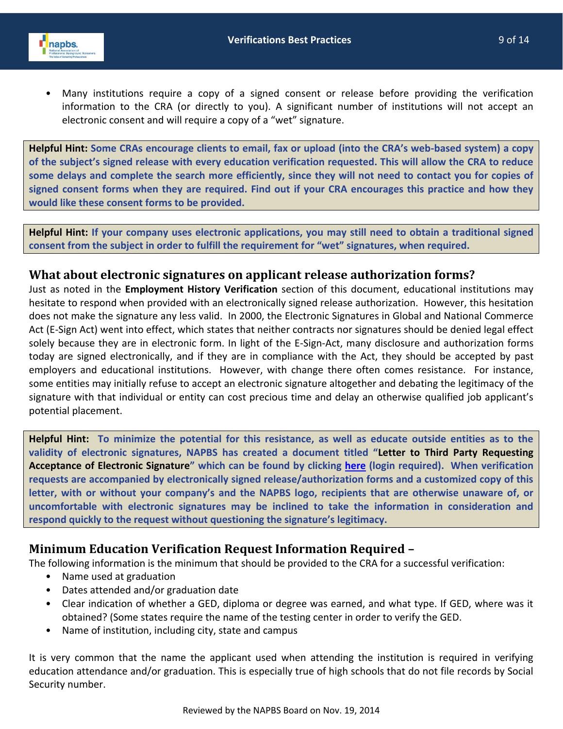- Many institutions require a copy of a signed consent or release before providing the verification information to the CRA (or directly to you). A significant number of institutions will not accept an electronic consent and will require a copy of a "wet" signature.

> **Helpful Hint: Some CRAs encourage clients to email, fax or upload (into the CRA's web-based system) a copy of the subject's signed release with every education verification requested. This will allow the CRA to reduce some delays and complete the search more efficiently, since they will not need to contact you for copies of signed consent forms when they are required. Find out if your CRA encourages this practice and how they would like these consent forms to be provided.**

> **Helpful Hint: If your company uses electronic applications, you may still need to obtain a traditional signed consent from the subject in order to fulfill the requirement for "wet" signatures, when required.**

## What about electronic signatures on applicant release authorization forms?

Just as noted in the **Employment History Verification** section of this document, educational institutions may hesitate to respond when provided with an electronically signed release authorization. However, this hesitation does not make the signature any less valid. In 2000, the Electronic Signatures in Global and National Commerce Act (E-Sign Act) went into effect, which states that neither contracts nor signatures should be denied legal effect solely because they are in electronic form. In light of the E-Sign-Act, many disclosure and authorization forms today are signed electronically, and if they are in compliance with the Act, they should be accepted by past employers and educational institutions. However, with change there often comes resistance. For instance, some entities may initially refuse to accept an electronic signature altogether and debating the legitimacy of the signature with that individual or entity can cost precious time and delay an otherwise qualified job applicant's potential placement.

> **Helpful Hint: To minimize the potential for this resistance, as well as educate outside entities as to the validity of electronic signatures, NAPBS has created a document titled "Letter to Third Party Requesting Acceptance of Electronic Signature" which can be found by clicking here (login required). When verification requests are accompanied by electronically signed release/authorization forms and a customized copy of this letter, with or without your company's and the NAPBS logo, recipients that are otherwise unaware of, or uncomfortable with electronic signatures may be inclined to take the information in consideration and respond quickly to the request without questioning the signature's legitimacy.**

## Minimum Education Verification Request Information Required –

The following information is the minimum that should be provided to the CRA for a successful verification:

- Name used at graduation
- Dates attended and/or graduation date
- Clear indication of whether a GED, diploma or degree was earned, and what type. If GED, where was it obtained? (Some states require the name of the testing center in order to verify the GED.
- Name of institution, including city, state and campus

It is very common that the name the applicant used when attending the institution is required in verifying education attendance and/or graduation. This is especially true of high schools that do not file records by Social Security number.

Reviewed by the NAPBS Board on Nov. 19, 2014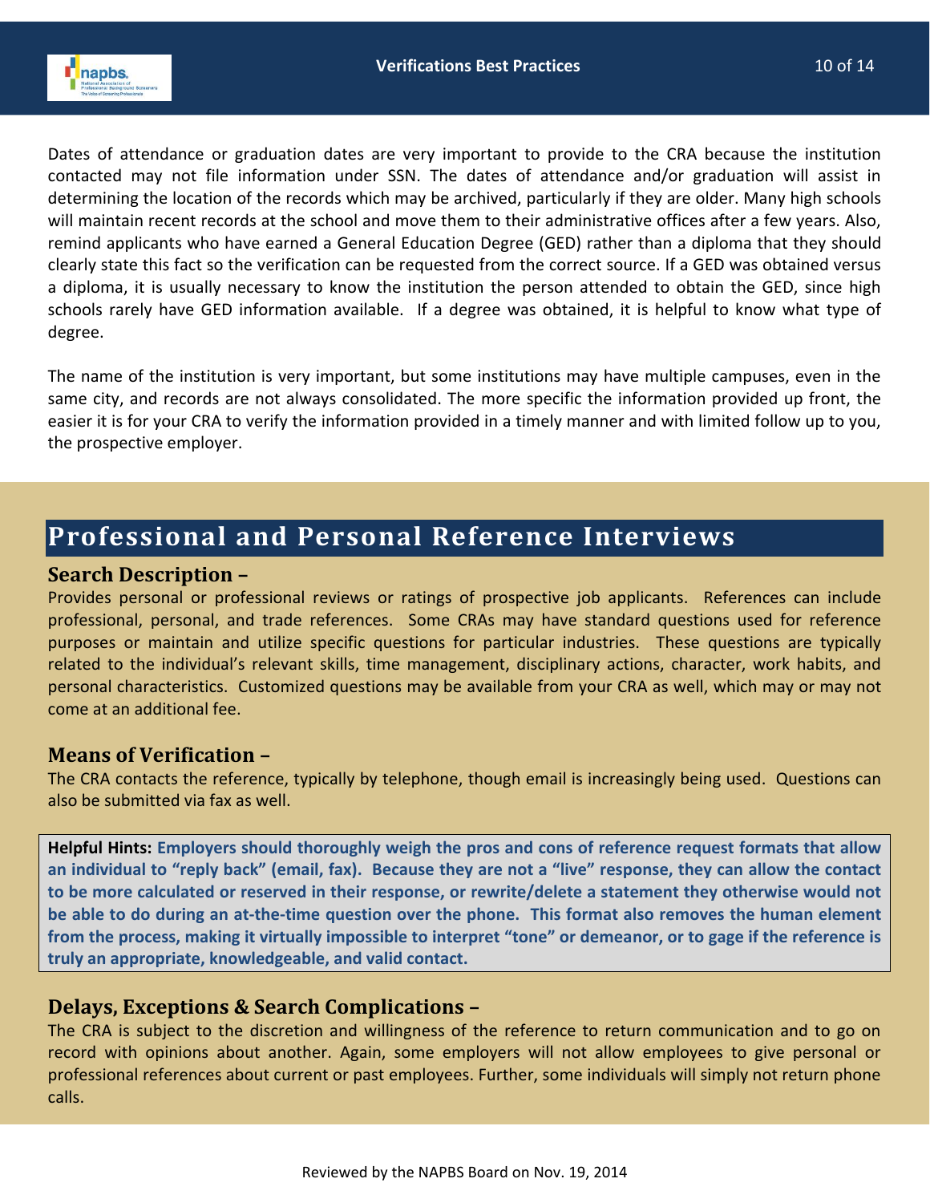Dates of attendance or graduation dates are very important to provide to the CRA because the institution contacted may not file information under SSN. The dates of attendance and/or graduation will assist in determining the location of the records which may be archived, particularly if they are older. Many high schools will maintain recent records at the school and move them to their administrative offices after a few years. Also, remind applicants who have earned a General Education Degree (GED) rather than a diploma that they should clearly state this fact so the verification can be requested from the correct source. If a GED was obtained versus a diploma, it is usually necessary to know the institution the person attended to obtain the GED, since high schools rarely have GED information available. If a degree was obtained, it is helpful to know what type of degree.

The name of the institution is very important, but some institutions may have multiple campuses, even in the same city, and records are not always consolidated. The more specific the information provided up front, the easier it is for your CRA to verify the information provided in a timely manner and with limited follow up to you, the prospective employer.

## Professional and Personal Reference Interviews

### Search Description –

Provides personal or professional reviews or ratings of prospective job applicants. References can include professional, personal, and trade references. Some CRAs may have standard questions used for reference purposes or maintain and utilize specific questions for particular industries. These questions are typically related to the individual's relevant skills, time management, disciplinary actions, character, work habits, and personal characteristics. Customized questions may be available from your CRA as well, which may or may not come at an additional fee.

### Means of Verification –

The CRA contacts the reference, typically by telephone, though email is increasingly being used. Questions can also be submitted via fax as well.

> **Helpful Hints: Employers should thoroughly weigh the pros and cons of reference request formats that allow an individual to "reply back" (email, fax). Because they are not a "live" response, they can allow the contact to be more calculated or reserved in their response, or rewrite/delete a statement they otherwise would not be able to do during an at-the-time question over the phone. This format also removes the human element from the process, making it virtually impossible to interpret "tone" or demeanor, or to gage if the reference is truly an appropriate, knowledgeable, and valid contact.**

### Delays, Exceptions & Search Complications –

The CRA is subject to the discretion and willingness of the reference to return communication and to go on record with opinions about another. Again, some employers will not allow employees to give personal or professional references about current or past employees. Further, some individuals will simply not return phone calls.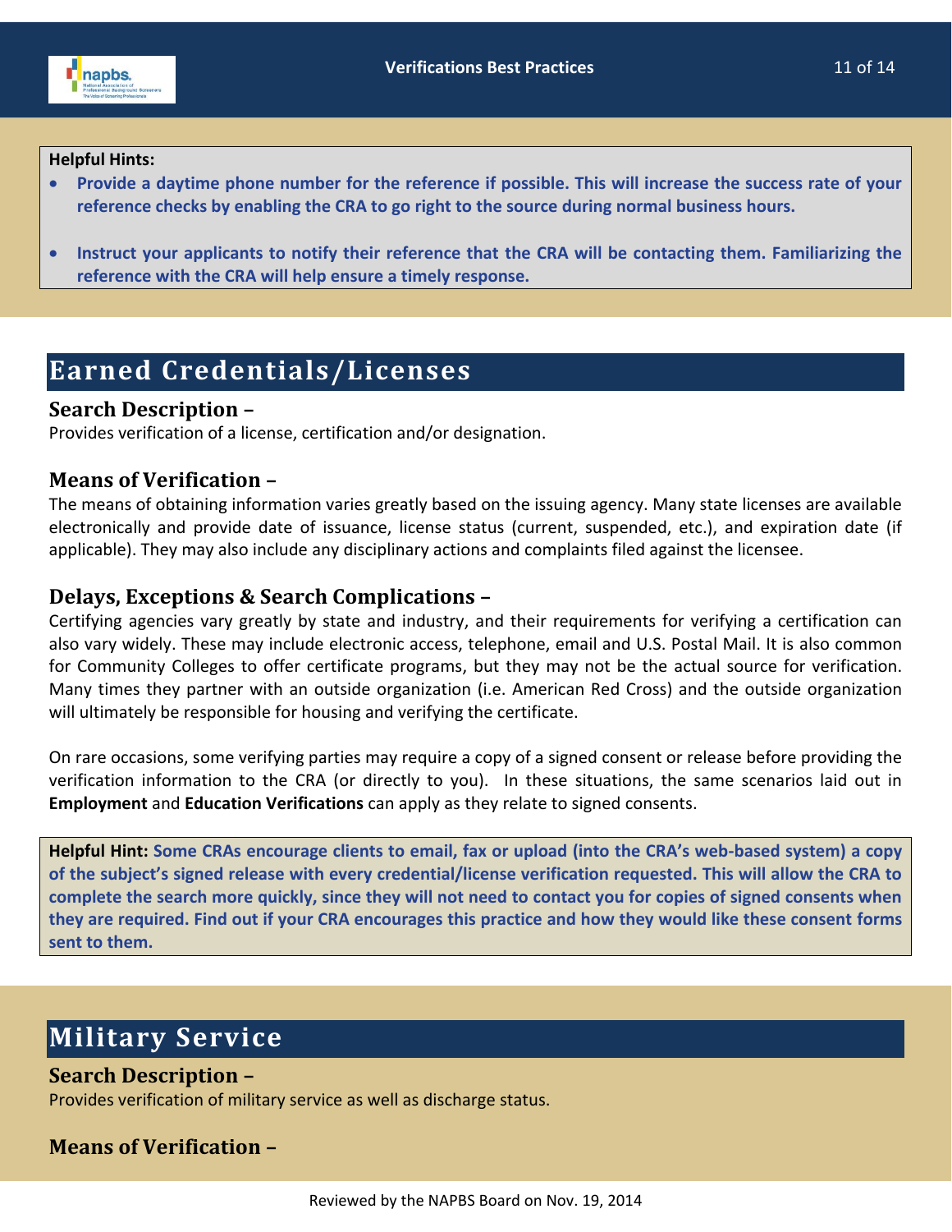**Helpful Hints:**

- **Provide a daytime phone number for the reference if possible. This will increase the success rate of your reference checks by enabling the CRA to go right to the source during normal business hours.**
- **Instruct your applicants to notify their reference that the CRA will be contacting them. Familiarizing the reference with the CRA will help ensure a timely response.**

## Earned Credentials/Licenses

### Search Description –

Provides verification of a license, certification and/or designation.

### Means of Verification –

The means of obtaining information varies greatly based on the issuing agency. Many state licenses are available electronically and provide date of issuance, license status (current, suspended, etc.), and expiration date (if applicable). They may also include any disciplinary actions and complaints filed against the licensee.

### Delays, Exceptions & Search Complications –

Certifying agencies vary greatly by state and industry, and their requirements for verifying a certification can also vary widely. These may include electronic access, telephone, email and U.S. Postal Mail. It is also common for Community Colleges to offer certificate programs, but they may not be the actual source for verification. Many times they partner with an outside organization (i.e. American Red Cross) and the outside organization will ultimately be responsible for housing and verifying the certificate.

On rare occasions, some verifying parties may require a copy of a signed consent or release before providing the verification information to the CRA (or directly to you). In these situations, the same scenarios laid out in **Employment** and **Education Verifications** can apply as they relate to signed consents.

**Helpful Hint: Some CRAs encourage clients to email, fax or upload (into the CRA's web-based system) a copy of the subject's signed release with every credential/license verification requested. This will allow the CRA to complete the search more quickly, since they will not need to contact you for copies of signed consents when they are required. Find out if your CRA encourages this practice and how they would like these consent forms sent to them.**

## Military Service

### Search Description –

Provides verification of military service as well as discharge status.

### Means of Verification –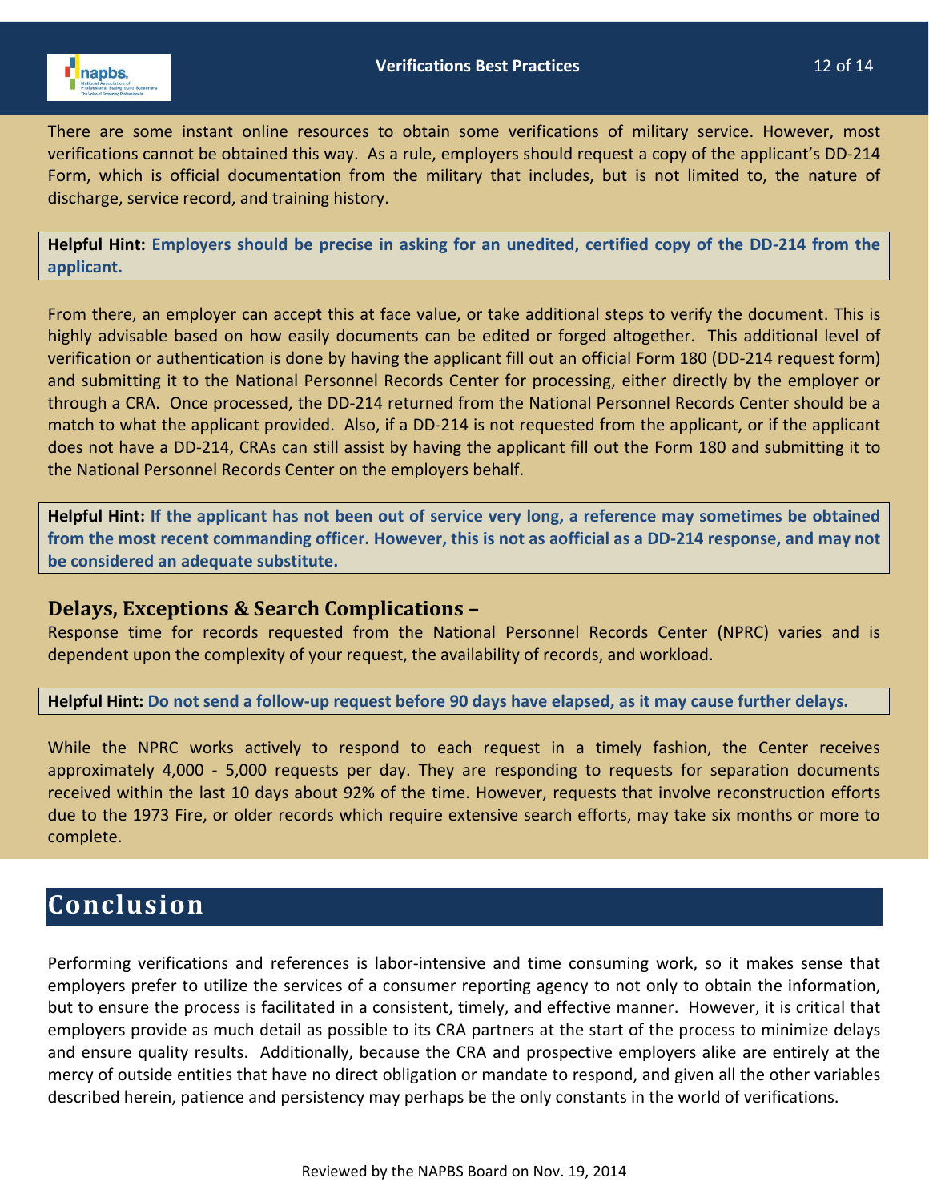There are some instant online resources to obtain some verifications of military service. However, most verifications cannot be obtained this way. As a rule, employers should request a copy of the applicant's DD-214 Form, which is official documentation from the military that includes, but is not limited to, the nature of discharge, service record, and training history.

**Helpful Hint: Employers should be precise in asking for an unedited, certified copy of the DD-214 from the applicant.**

From there, an employer can accept this at face value, or take additional steps to verify the document. This is highly advisable based on how easily documents can be edited or forged altogether. This additional level of verification or authentication is done by having the applicant fill out an official Form 180 (DD-214 request form) and submitting it to the National Personnel Records Center for processing, either directly by the employer or through a CRA. Once processed, the DD-214 returned from the National Personnel Records Center should be a match to what the applicant provided. Also, if a DD-214 is not requested from the applicant, or if the applicant does not have a DD-214, CRAs can still assist by having the applicant fill out the Form 180 and submitting it to the National Personnel Records Center on the employers behalf.

**Helpful Hint: If the applicant has not been out of service very long, a reference may sometimes be obtained from the most recent commanding officer. However, this is not as aofficial as a DD-214 response, and may not be considered an adequate substitute.**

### Delays, Exceptions & Search Complications –

Response time for records requested from the National Personnel Records Center (NPRC) varies and is dependent upon the complexity of your request, the availability of records, and workload.

**Helpful Hint: Do not send a follow-up request before 90 days have elapsed, as it may cause further delays.**

While the NPRC works actively to respond to each request in a timely fashion, the Center receives approximately 4,000 - 5,000 requests per day. They are responding to requests for separation documents received within the last 10 days about 92% of the time. However, requests that involve reconstruction efforts due to the 1973 Fire, or older records which require extensive search efforts, may take six months or more to complete.

## Conclusion

Performing verifications and references is labor-intensive and time consuming work, so it makes sense that employers prefer to utilize the services of a consumer reporting agency to not only to obtain the information, but to ensure the process is facilitated in a consistent, timely, and effective manner. However, it is critical that employers provide as much detail as possible to its CRA partners at the start of the process to minimize delays and ensure quality results. Additionally, because the CRA and prospective employers alike are entirely at the mercy of outside entities that have no direct obligation or mandate to respond, and given all the other variables described herein, patience and persistency may perhaps be the only constants in the world of verifications.

Reviewed by the NAPBS Board on Nov. 19, 2014